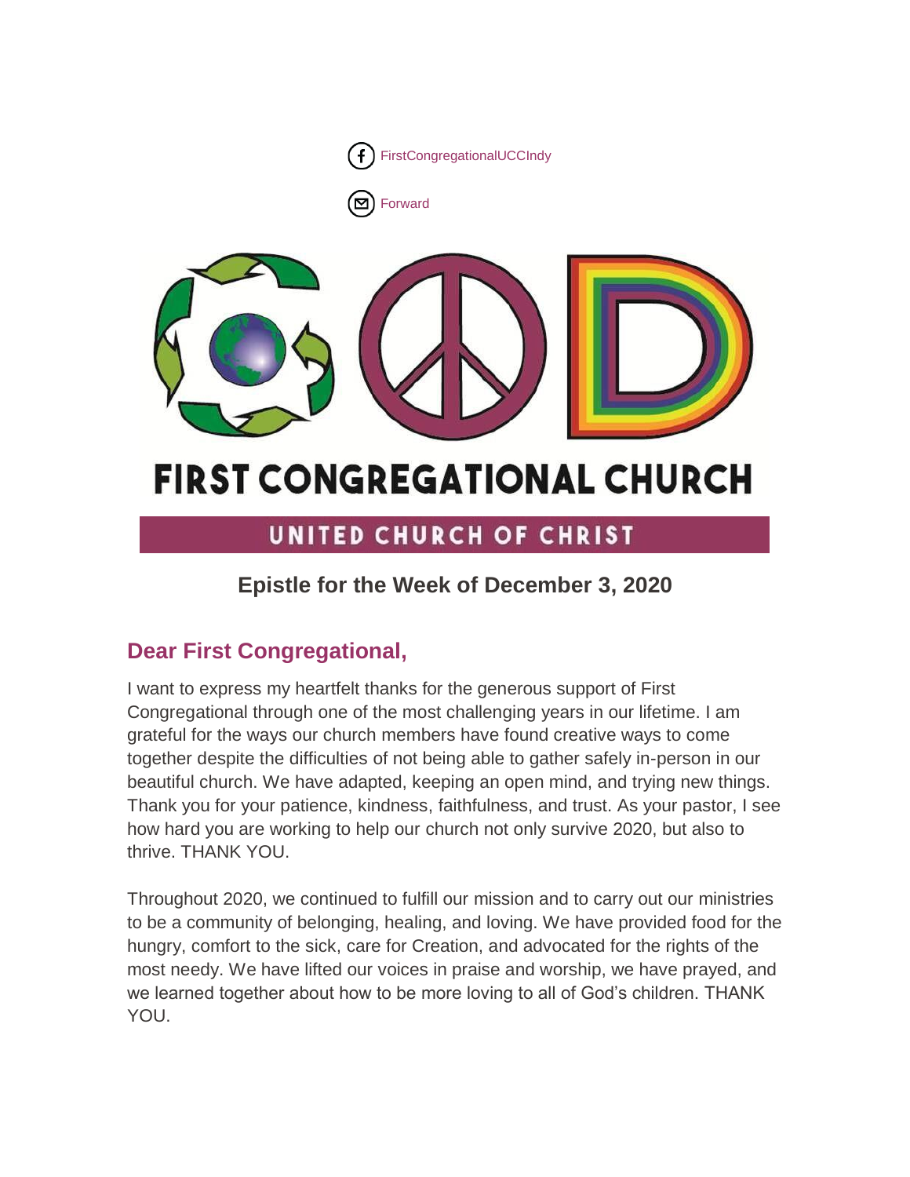FirstCongregationalUCCIndy

Forward

# FIRST CONGREGATIONAL CHURCH

UNITED CHURCH OF CHRIST

## Epistle for the Week of December 3, 2020

### Dear First Congregational,

I want to express my heartfelt thanks for the generous support of First Congregational through one of the most challenging years in our lifetime. I am grateful for the ways our church members have found creative ways to come together despite the difficulties of not being able to gather safely in-person in our beautiful church. We have adapted, keeping an open mind, and trying new things. Thank you for your patience, kindness, faithfulness, and trust. As your pastor, I see how hard you are working to help our church not only survive 2020, but also to thrive. THANK YOU.

Throughout 2020, we continued to fulfill our mission and to carry out our ministries to be a community of belonging, healing, and loving. We have provided food for the hungry, comfort to the sick, care for Creation, and advocated for the rights of the most needy. We have lifted our voices in praise and worship, we have prayed, and we learned together about how to be more loving to all of God's children. THANK YOU.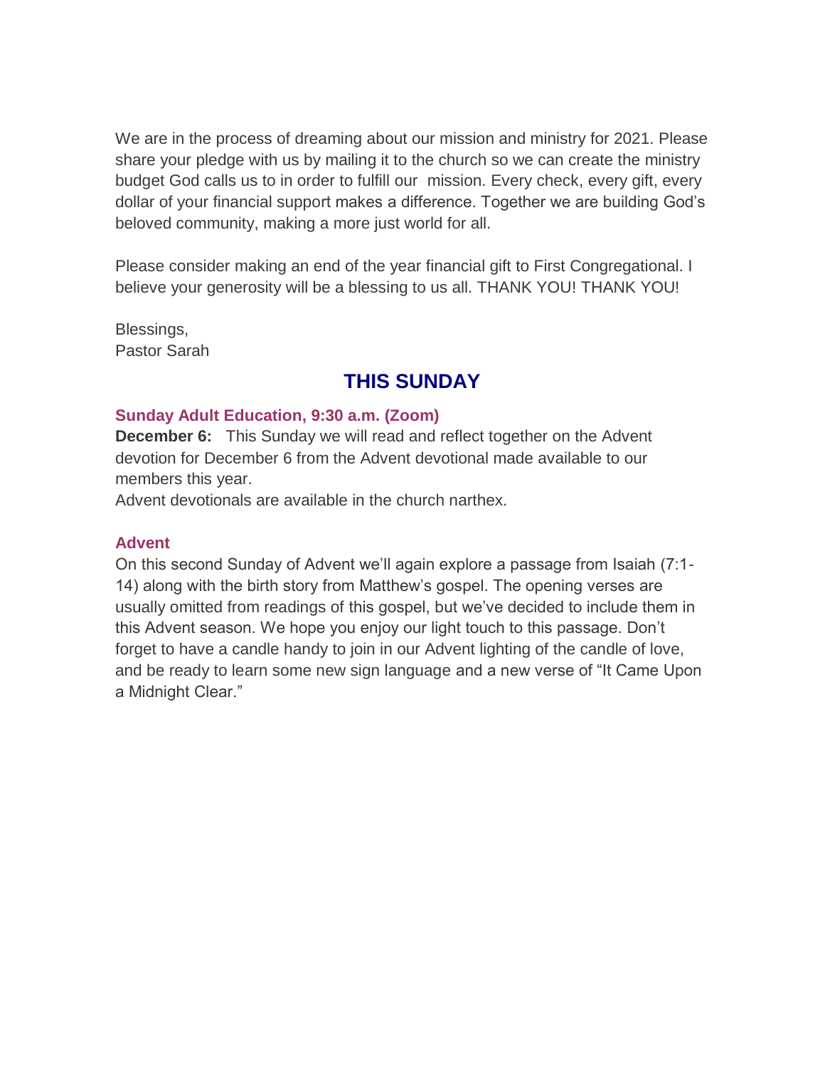We are in the process of dreaming about our mission and ministry for 2021. Please share your pledge with us by mailing it to the church so we can create the ministry budget God calls us to in order to fulfill our mission. Every check, every gift, every dollar of your financial support makes a difference. Together we are building God's beloved community, making a more just world for all.

Please consider making an end of the year financial gift to First Congregational. I believe your generosity will be a blessing to us all. THANK YOU! THANK YOU!

Blessings,
Pastor Sarah

## THIS SUNDAY

### Sunday Adult Education, 9:30 a.m. (Zoom)

**December 6:** This Sunday we will read and reflect together on the Advent devotion for December 6 from the Advent devotional made available to our members this year.
Advent devotionals are available in the church narthex.

### Advent

On this second Sunday of Advent we'll again explore a passage from Isaiah (7:1-14) along with the birth story from Matthew's gospel. The opening verses are usually omitted from readings of this gospel, but we've decided to include them in this Advent season. We hope you enjoy our light touch to this passage. Don't forget to have a candle handy to join in our Advent lighting of the candle of love, and be ready to learn some new sign language and a new verse of "It Came Upon a Midnight Clear."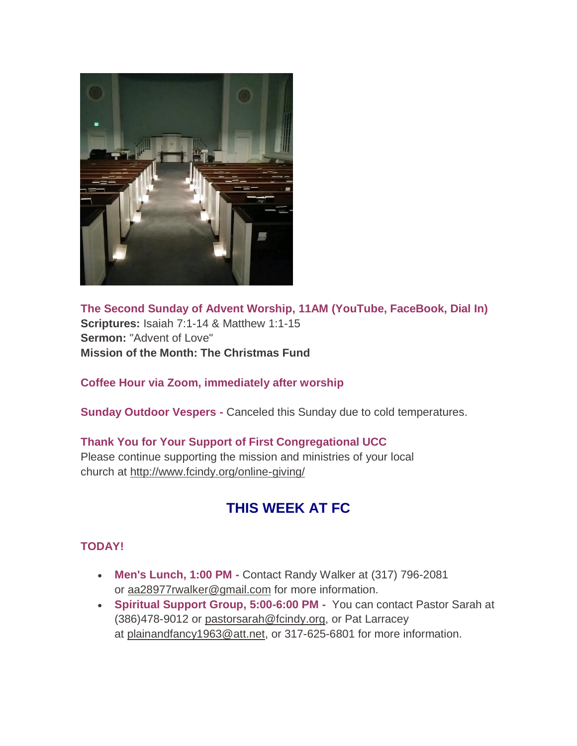**The Second Sunday of Advent Worship, 11AM (YouTube, FaceBook, Dial In)**
**Scriptures:** Isaiah 7:1-14 & Matthew 1:1-15
**Sermon:** "Advent of Love"
**Mission of the Month: The Christmas Fund**

**Coffee Hour via Zoom, immediately after worship**

**Sunday Outdoor Vespers -** Canceled this Sunday due to cold temperatures.

**Thank You for Your Support of First Congregational UCC**
Please continue supporting the mission and ministries of your local church at http://www.fcindy.org/online-giving/

## THIS WEEK AT FC

### TODAY!

- **Men's Lunch, 1:00 PM -** Contact Randy Walker at (317) 796-2081 or aa28977rwalker@gmail.com for more information.
- **Spiritual Support Group, 5:00-6:00 PM -** You can contact Pastor Sarah at (386)478-9012 or pastorsarah@fcindy.org, or Pat Larracey at plainandfancy1963@att.net, or 317-625-6801 for more information.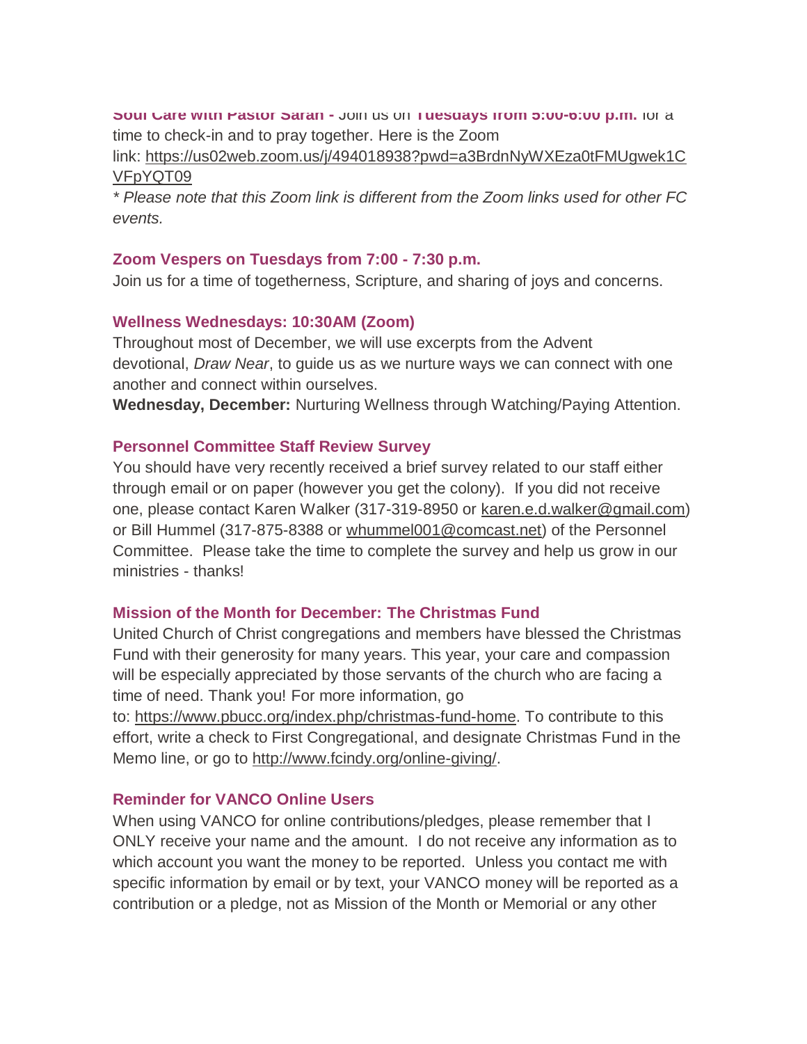**Soul Care with Pastor Sarah -** Join us on **Tuesdays from 5:00-6:00 p.m.** for a time to check-in and to pray together. Here is the Zoom link: https://us02web.zoom.us/j/494018938?pwd=a3BrdnNyWXEza0tFMUgwek1CVFpYQT09

*\* Please note that this Zoom link is different from the Zoom links used for other FC events.*

### Zoom Vespers on Tuesdays from 7:00 - 7:30 p.m.

Join us for a time of togetherness, Scripture, and sharing of joys and concerns.

### Wellness Wednesdays: 10:30AM (Zoom)

Throughout most of December, we will use excerpts from the Advent devotional, *Draw Near*, to guide us as we nurture ways we can connect with one another and connect within ourselves.

**Wednesday, December:** Nurturing Wellness through Watching/Paying Attention.

### Personnel Committee Staff Review Survey

You should have very recently received a brief survey related to our staff either through email or on paper (however you get the colony). If you did not receive one, please contact Karen Walker (317-319-8950 or karen.e.d.walker@gmail.com) or Bill Hummel (317-875-8388 or whummel001@comcast.net) of the Personnel Committee. Please take the time to complete the survey and help us grow in our ministries - thanks!

### Mission of the Month for December: The Christmas Fund

United Church of Christ congregations and members have blessed the Christmas Fund with their generosity for many years. This year, your care and compassion will be especially appreciated by those servants of the church who are facing a time of need. Thank you! For more information, go to: https://www.pbucc.org/index.php/christmas-fund-home. To contribute to this effort, write a check to First Congregational, and designate Christmas Fund in the Memo line, or go to http://www.fcindy.org/online-giving/.

### Reminder for VANCO Online Users

When using VANCO for online contributions/pledges, please remember that I ONLY receive your name and the amount. I do not receive any information as to which account you want the money to be reported. Unless you contact me with specific information by email or by text, your VANCO money will be reported as a contribution or a pledge, not as Mission of the Month or Memorial or any other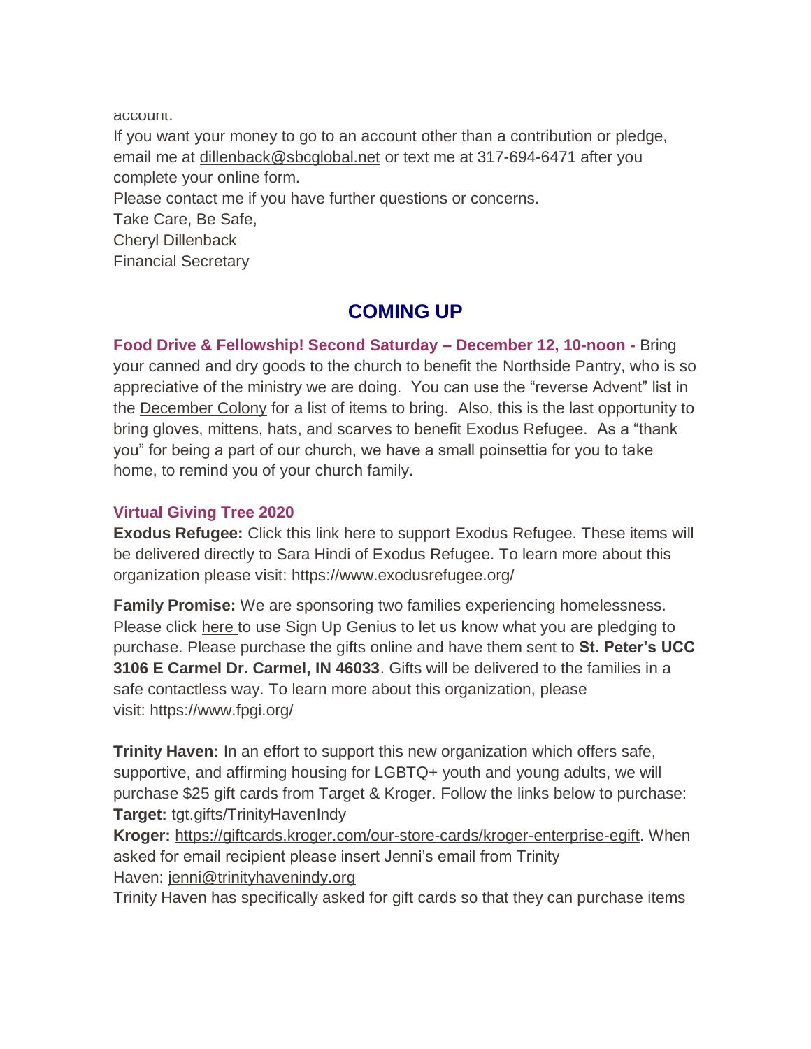account.

If you want your money to go to an account other than a contribution or pledge, email me at dillenback@sbcglobal.net or text me at 317-694-6471 after you complete your online form.

Please contact me if you have further questions or concerns.

Take Care, Be Safe,

Cheryl Dillenback

Financial Secretary

## COMING UP

**Food Drive & Fellowship! Second Saturday – December 12, 10-noon -** Bring your canned and dry goods to the church to benefit the Northside Pantry, who is so appreciative of the ministry we are doing. You can use the "reverse Advent" list in the December Colony for a list of items to bring. Also, this is the last opportunity to bring gloves, mittens, hats, and scarves to benefit Exodus Refugee. As a "thank you" for being a part of our church, we have a small poinsettia for you to take home, to remind you of your church family.

### Virtual Giving Tree 2020

**Exodus Refugee:** Click this link here to support Exodus Refugee. These items will be delivered directly to Sara Hindi of Exodus Refugee. To learn more about this organization please visit: https://www.exodusrefugee.org/

**Family Promise:** We are sponsoring two families experiencing homelessness. Please click here to use Sign Up Genius to let us know what you are pledging to purchase. Please purchase the gifts online and have them sent to **St. Peter's UCC 3106 E Carmel Dr. Carmel, IN 46033**. Gifts will be delivered to the families in a safe contactless way. To learn more about this organization, please visit: https://www.fpgi.org/

**Trinity Haven:** In an effort to support this new organization which offers safe, supportive, and affirming housing for LGBTQ+ youth and young adults, we will purchase $25 gift cards from Target & Kroger. Follow the links below to purchase:

**Target:** tgt.gifts/TrinityHavenIndy

**Kroger:** https://giftcards.kroger.com/our-store-cards/kroger-enterprise-egift. When asked for email recipient please insert Jenni's email from Trinity Haven: jenni@trinityhavenindy.org

Trinity Haven has specifically asked for gift cards so that they can purchase items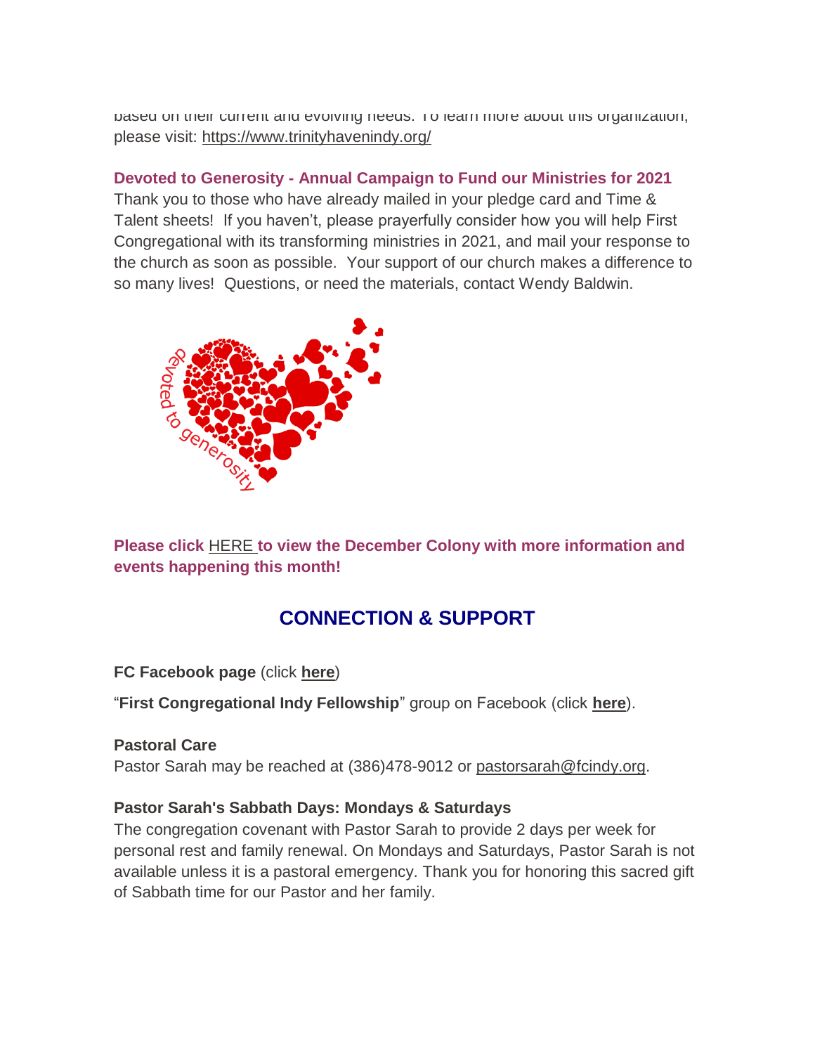based on their current and evolving needs. To learn more about this organization, please visit: https://www.trinityhavenindy.org/

**Devoted to Generosity - Annual Campaign to Fund our Ministries for 2021**

Thank you to those who have already mailed in your pledge card and Time & Talent sheets! If you haven't, please prayerfully consider how you will help First Congregational with its transforming ministries in 2021, and mail your response to the church as soon as possible. Your support of our church makes a difference to so many lives! Questions, or need the materials, contact Wendy Baldwin.

**Please click HERE to view the December Colony with more information and events happening this month!**

## CONNECTION & SUPPORT

**FC Facebook page** (click **here**)

"**First Congregational Indy Fellowship**" group on Facebook (click **here**).

**Pastoral Care**

Pastor Sarah may be reached at (386)478-9012 or pastorsarah@fcindy.org.

**Pastor Sarah's Sabbath Days: Mondays & Saturdays**

The congregation covenant with Pastor Sarah to provide 2 days per week for personal rest and family renewal. On Mondays and Saturdays, Pastor Sarah is not available unless it is a pastoral emergency. Thank you for honoring this sacred gift of Sabbath time for our Pastor and her family.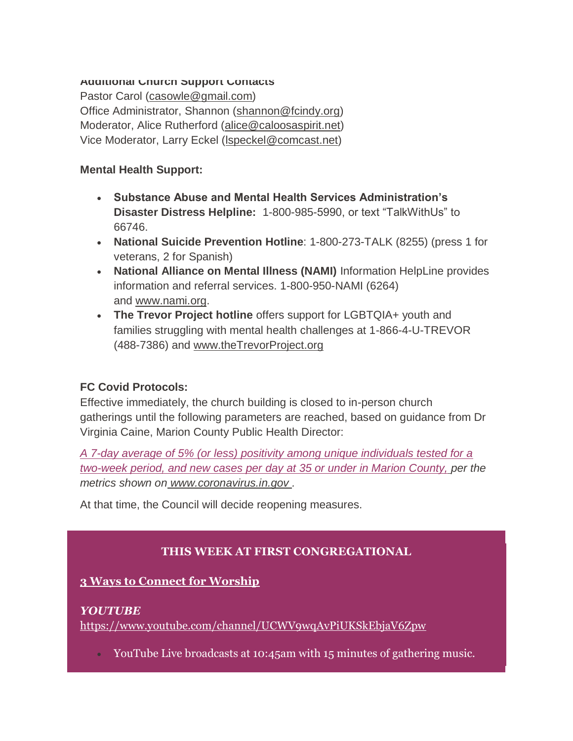**Additional Church Support Contacts**
Pastor Carol (casowle@gmail.com)
Office Administrator, Shannon (shannon@fcindy.org)
Moderator, Alice Rutherford (alice@caloosaspirit.net)
Vice Moderator, Larry Eckel (lspeckel@comcast.net)

**Mental Health Support:**

- **Substance Abuse and Mental Health Services Administration's Disaster Distress Helpline:** 1-800-985-5990, or text "TalkWithUs" to 66746.
- **National Suicide Prevention Hotline**: 1-800-273-TALK (8255) (press 1 for veterans, 2 for Spanish)
- **National Alliance on Mental Illness (NAMI)** Information HelpLine provides information and referral services. 1-800-950-NAMI (6264) and www.nami.org.
- **The Trevor Project hotline** offers support for LGBTQIA+ youth and families struggling with mental health challenges at 1-866-4-U-TREVOR (488-7386) and www.theTrevorProject.org

**FC Covid Protocols:**
Effective immediately, the church building is closed to in-person church gatherings until the following parameters are reached, based on guidance from Dr Virginia Caine, Marion County Public Health Director:

*A 7-day average of 5% (or less) positivity among unique individuals tested for a two-week period, and new cases per day at 35 or under in Marion County, per the metrics shown on www.coronavirus.in.gov .*

At that time, the Council will decide reopening measures.

## THIS WEEK AT FIRST CONGREGATIONAL

**3 Ways to Connect for Worship**

***YOUTUBE***
https://www.youtube.com/channel/UCWV9wqAvPiUKSkEbjaV6Zpw

- YouTube Live broadcasts at 10:45am with 15 minutes of gathering music.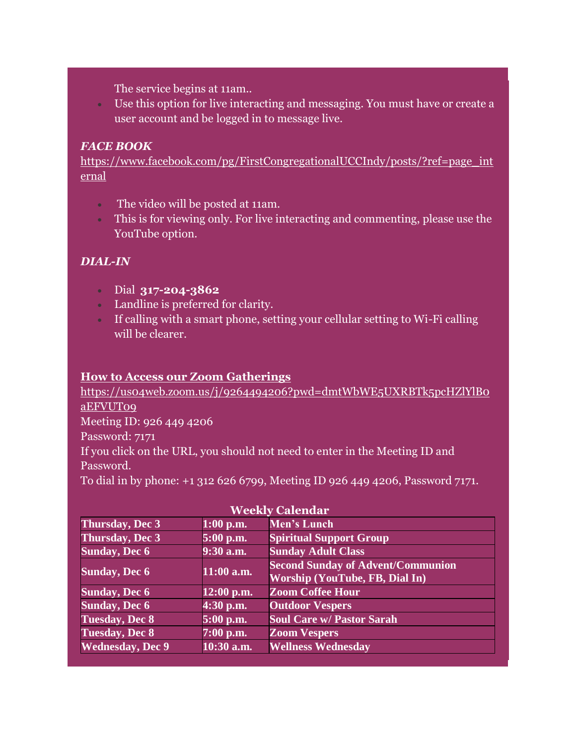The service begins at 11am..

- Use this option for live interacting and messaging. You must have or create a user account and be logged in to message live.

***FACE BOOK***

https://www.facebook.com/pg/FirstCongregationalUCCIndy/posts/?ref=page_internal

- The video will be posted at 11am.
- This is for viewing only. For live interacting and commenting, please use the YouTube option.

***DIAL-IN***

- Dial **317-204-3862**
- Landline is preferred for clarity.
- If calling with a smart phone, setting your cellular setting to Wi-Fi calling will be clearer.

**How to Access our Zoom Gatherings**

https://us04web.zoom.us/j/9264494206?pwd=dmtWbWE5UXRBTk5pcHZlYlB0aEFVUT09

Meeting ID: 926 449 4206

Password: 7171

If you click on the URL, you should not need to enter in the Meeting ID and Password.

To dial in by phone: +1 312 626 6799, Meeting ID 926 449 4206, Password 7171.

**Weekly Calendar**

| | | |
|---|---|---|
| **Thursday, Dec 3** | **1:00 p.m.** | **Men's Lunch** |
| **Thursday, Dec 3** | **5:00 p.m.** | **Spiritual Support Group** |
| **Sunday, Dec 6** | **9:30 a.m.** | **Sunday Adult Class** |
| **Sunday, Dec 6** | **11:00 a.m.** | **Second Sunday of Advent/Communion Worship (YouTube, FB, Dial In)** |
| **Sunday, Dec 6** | **12:00 p.m.** | **Zoom Coffee Hour** |
| **Sunday, Dec 6** | **4:30 p.m.** | **Outdoor Vespers** |
| **Tuesday, Dec 8** | **5:00 p.m.** | **Soul Care w/ Pastor Sarah** |
| **Tuesday, Dec 8** | **7:00 p.m.** | **Zoom Vespers** |
| **Wednesday, Dec 9** | **10:30 a.m.** | **Wellness Wednesday** |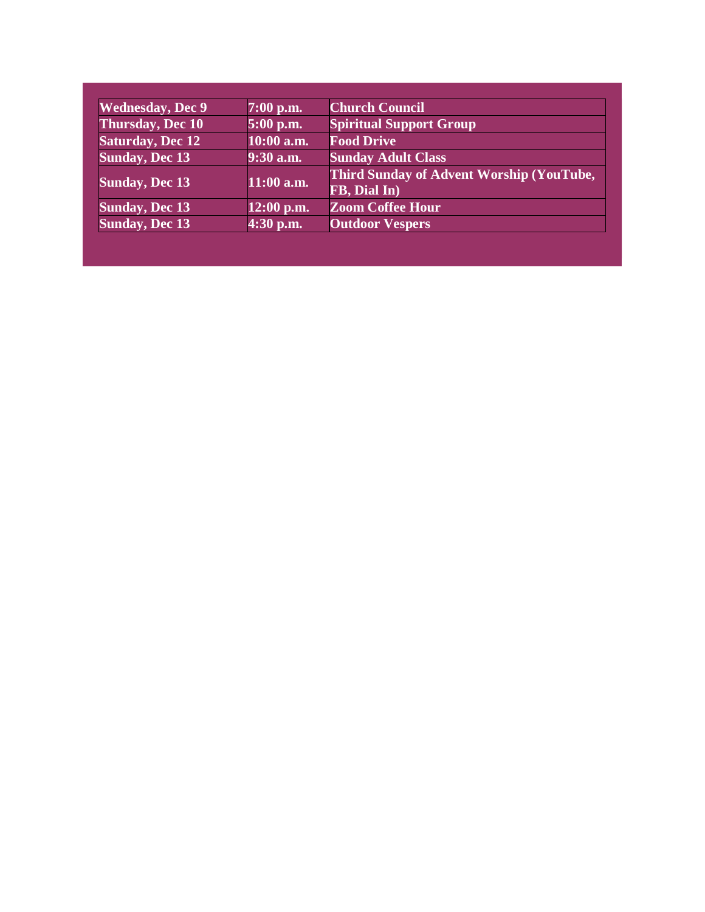| | | |
|---|---|---|
| **Wednesday, Dec 9** | **7:00 p.m.** | **Church Council** |
| **Thursday, Dec 10** | **5:00 p.m.** | **Spiritual Support Group** |
| **Saturday, Dec 12** | **10:00 a.m.** | **Food Drive** |
| **Sunday, Dec 13** | **9:30 a.m.** | **Sunday Adult Class** |
| **Sunday, Dec 13** | **11:00 a.m.** | **Third Sunday of Advent Worship (YouTube, FB, Dial In)** |
| **Sunday, Dec 13** | **12:00 p.m.** | **Zoom Coffee Hour** |
| **Sunday, Dec 13** | **4:30 p.m.** | **Outdoor Vespers** |